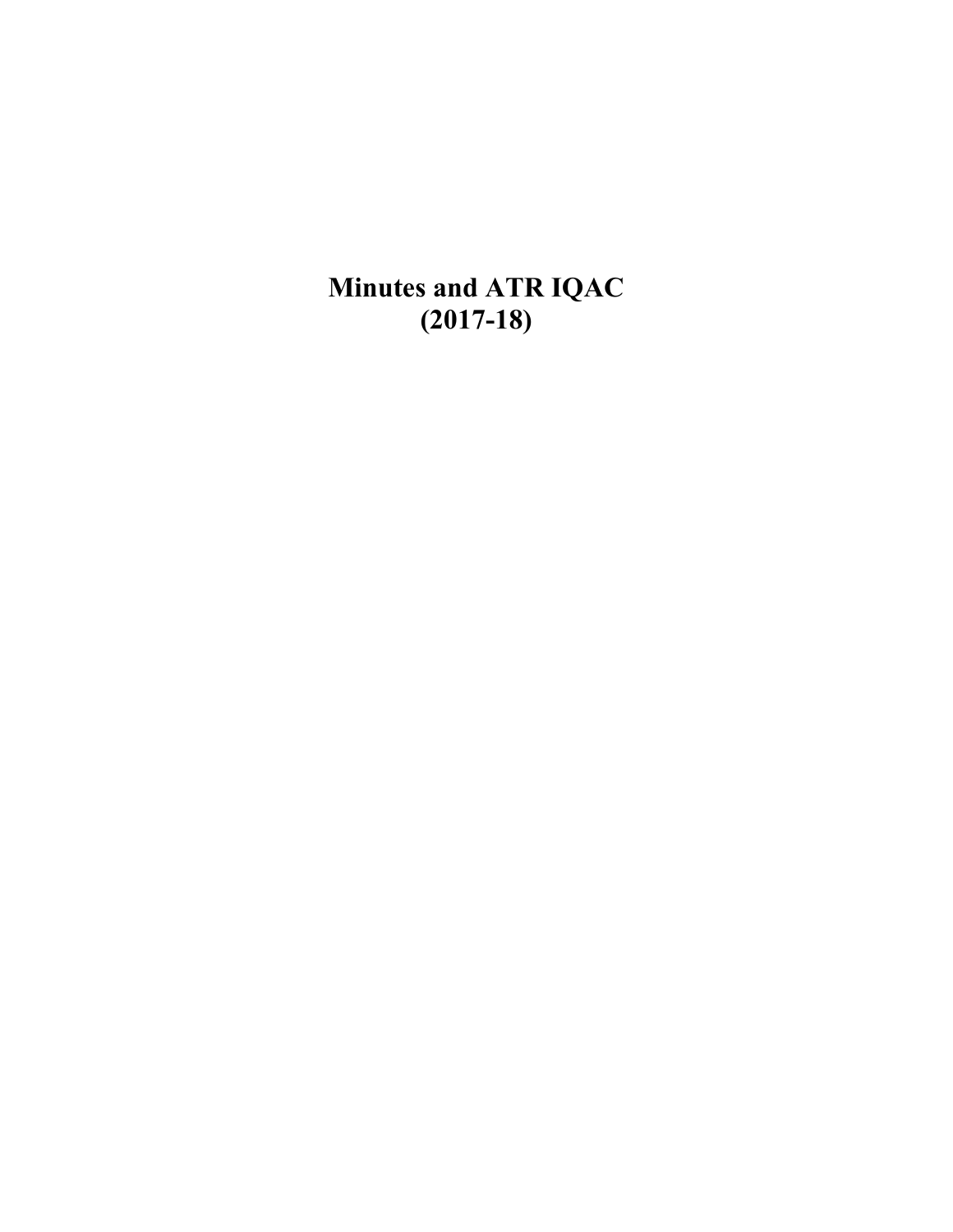# Minutes and ATR IQAC
# (2017-18)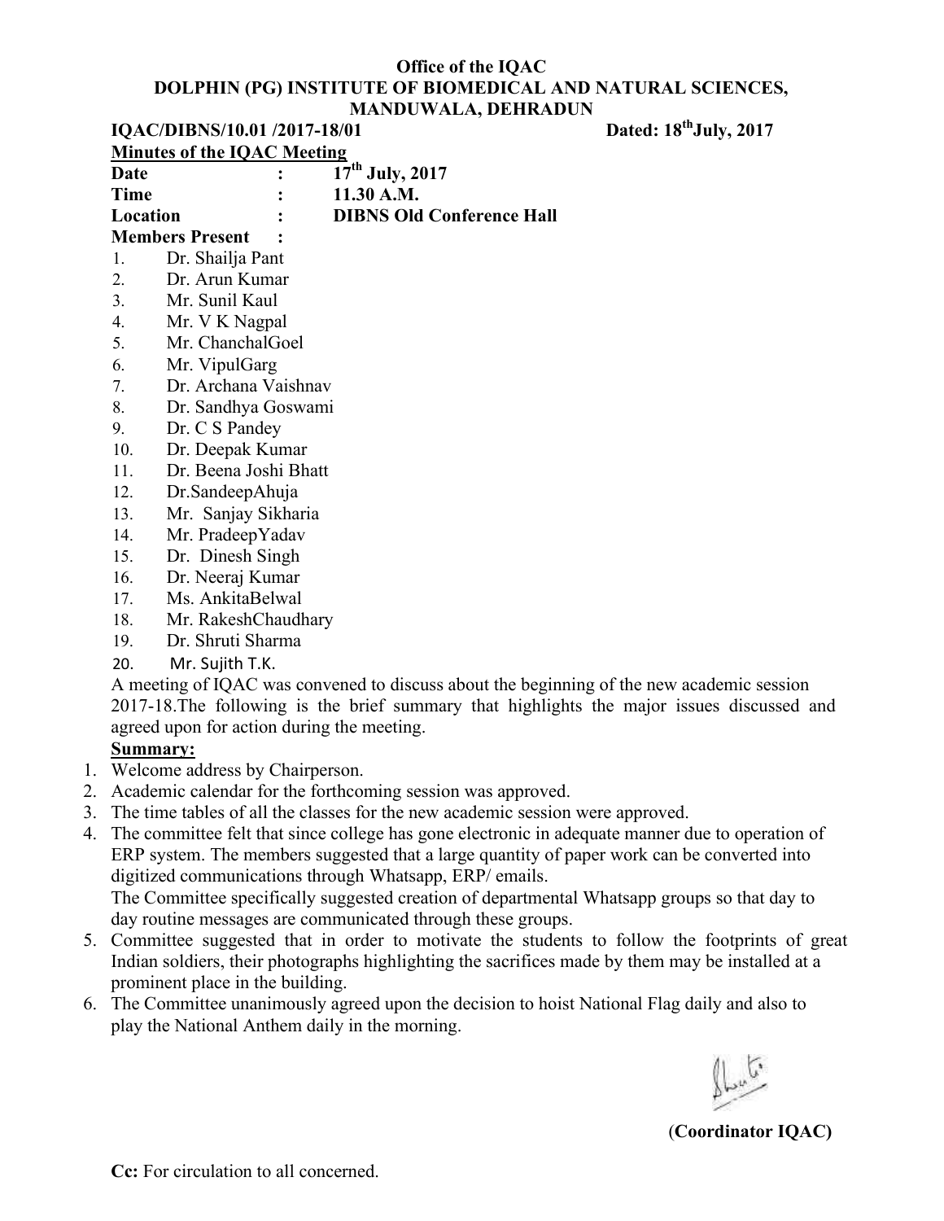**Office of the IQAC**

**DOLPHIN (PG) INSTITUTE OF BIOMEDICAL AND NATURAL SCIENCES, MANDUWALA, DEHRADUN**

**IQAC/DIBNS/10.01 /2017-18/01** **Dated: 18th July, 2017**

**Minutes of the IQAC Meeting**

**Date : 17th July, 2017**

**Time : 11.30 A.M.**

**Location : DIBNS Old Conference Hall**

**Members Present :**

1. Dr. Shailja Pant
2. Dr. Arun Kumar
3. Mr. Sunil Kaul
4. Mr. V K Nagpal
5. Mr. ChanchalGoel
6. Mr. VipulGarg
7. Dr. Archana Vaishnav
8. Dr. Sandhya Goswami
9. Dr. C S Pandey
10. Dr. Deepak Kumar
11. Dr. Beena Joshi Bhatt
12. Dr.SandeepAhuja
13. Mr. Sanjay Sikharia
14. Mr. PradeepYadav
15. Dr. Dinesh Singh
16. Dr. Neeraj Kumar
17. Ms. AnkitaBelwal
18. Mr. RakeshChaudhary
19. Dr. Shruti Sharma
20. Mr. Sujith T.K.

A meeting of IQAC was convened to discuss about the beginning of the new academic session 2017-18.The following is the brief summary that highlights the major issues discussed and agreed upon for action during the meeting.

**Summary:**

1. Welcome address by Chairperson.
2. Academic calendar for the forthcoming session was approved.
3. The time tables of all the classes for the new academic session were approved.
4. The committee felt that since college has gone electronic in adequate manner due to operation of ERP system. The members suggested that a large quantity of paper work can be converted into digitized communications through Whatsapp, ERP/ emails.
   The Committee specifically suggested creation of departmental Whatsapp groups so that day to day routine messages are communicated through these groups.
5. Committee suggested that in order to motivate the students to follow the footprints of great Indian soldiers, their photographs highlighting the sacrifices made by them may be installed at a prominent place in the building.
6. The Committee unanimously agreed upon the decision to hoist National Flag daily and also to play the National Anthem daily in the morning.

(**Coordinator IQAC**)

**Cc:** For circulation to all concerned.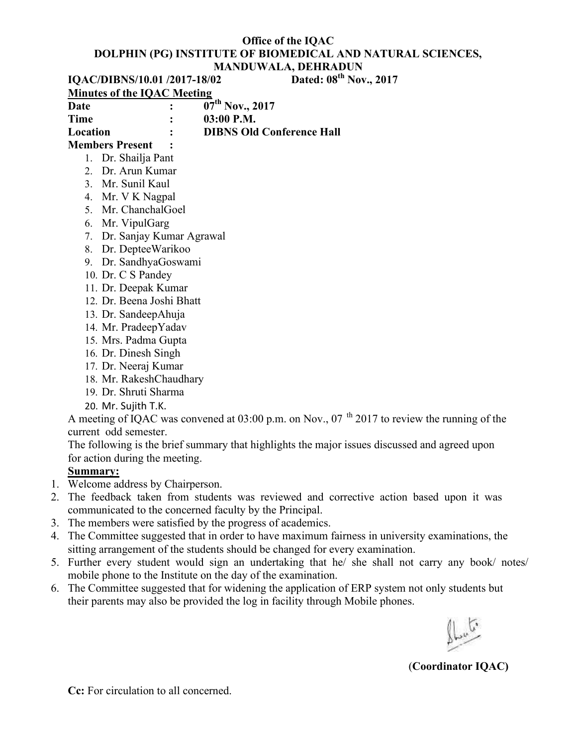**Office of the IQAC**
**DOLPHIN (PG) INSTITUTE OF BIOMEDICAL AND NATURAL SCIENCES, MANDUWALA, DEHRADUN**

**IQAC/DIBNS/10.01 /2017-18/02** **Dated: 08th Nov., 2017**

**Minutes of the IQAC Meeting**

**Date** : **07th Nov., 2017**
**Time** : **03:00 P.M.**
**Location** : **DIBNS Old Conference Hall**
**Members Present** :

1. Dr. Shailja Pant
2. Dr. Arun Kumar
3. Mr. Sunil Kaul
4. Mr. V K Nagpal
5. Mr. ChanchalGoel
6. Mr. VipulGarg
7. Dr. Sanjay Kumar Agrawal
8. Dr. DepteeWarikoo
9. Dr. SandhyaGoswami
10. Dr. C S Pandey
11. Dr. Deepak Kumar
12. Dr. Beena Joshi Bhatt
13. Dr. SandeepAhuja
14. Mr. PradeepYadav
15. Mrs. Padma Gupta
16. Dr. Dinesh Singh
17. Dr. Neeraj Kumar
18. Mr. RakeshChaudhary
19. Dr. Shruti Sharma
20. Mr. Sujith T.K.

A meeting of IQAC was convened at 03:00 p.m. on Nov., 07 th 2017 to review the running of the current odd semester.

The following is the brief summary that highlights the major issues discussed and agreed upon for action during the meeting.

**Summary:**

1. Welcome address by Chairperson.
2. The feedback taken from students was reviewed and corrective action based upon it was communicated to the concerned faculty by the Principal.
3. The members were satisfied by the progress of academics.
4. The Committee suggested that in order to have maximum fairness in university examinations, the sitting arrangement of the students should be changed for every examination.
5. Further every student would sign an undertaking that he/ she shall not carry any book/ notes/ mobile phone to the Institute on the day of the examination.
6. The Committee suggested that for widening the application of ERP system not only students but their parents may also be provided the log in facility through Mobile phones.

(**Coordinator IQAC)**

**Cc:** For circulation to all concerned.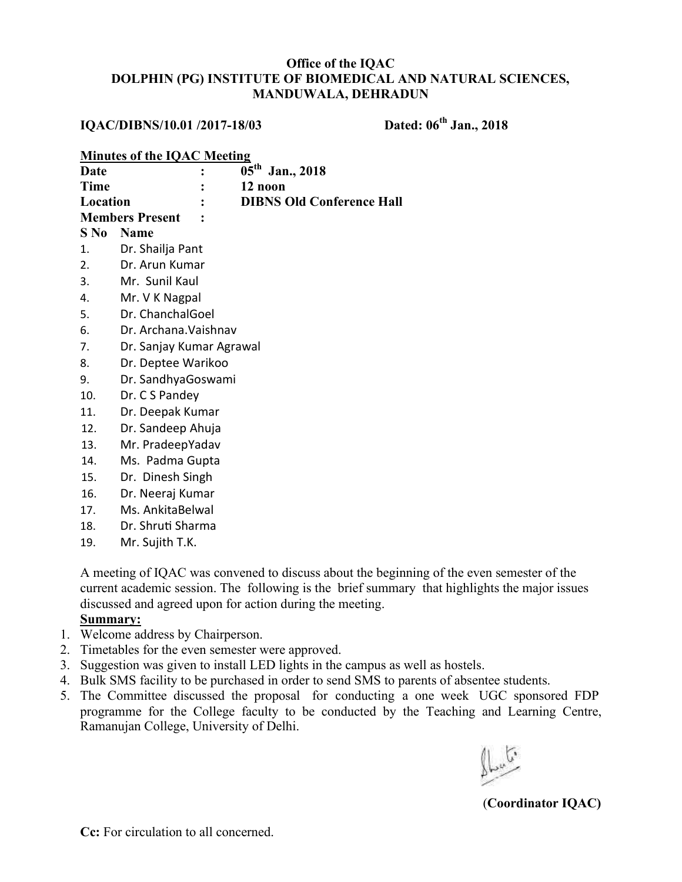**Office of the IQAC**
**DOLPHIN (PG) INSTITUTE OF BIOMEDICAL AND NATURAL SCIENCES, MANDUWALA, DEHRADUN**

**IQAC/DIBNS/10.01 /2017-18/03** **Dated: 06th Jan., 2018**

**Minutes of the IQAC Meeting**

**Date : 05th Jan., 2018**
**Time : 12 noon**
**Location : DIBNS Old Conference Hall**
**Members Present :**

| S No | Name |
|---|---|
| 1. | Dr. Shailja Pant |
| 2. | Dr. Arun Kumar |
| 3. | Mr. Sunil Kaul |
| 4. | Mr. V K Nagpal |
| 5. | Dr. ChanchalGoel |
| 6. | Dr. Archana.Vaishnav |
| 7. | Dr. Sanjay Kumar Agrawal |
| 8. | Dr. Deptee Warikoo |
| 9. | Dr. SandhyaGoswami |
| 10. | Dr. C S Pandey |
| 11. | Dr. Deepak Kumar |
| 12. | Dr. Sandeep Ahuja |
| 13. | Mr. PradeepYadav |
| 14. | Ms. Padma Gupta |
| 15. | Dr. Dinesh Singh |
| 16. | Dr. Neeraj Kumar |
| 17. | Ms. AnkitaBelwal |
| 18. | Dr. Shruti Sharma |
| 19. | Mr. Sujith T.K. |

A meeting of IQAC was convened to discuss about the beginning of the even semester of the current academic session. The following is the brief summary that highlights the major issues discussed and agreed upon for action during the meeting.

**Summary:**

1. Welcome address by Chairperson.
2. Timetables for the even semester were approved.
3. Suggestion was given to install LED lights in the campus as well as hostels.
4. Bulk SMS facility to be purchased in order to send SMS to parents of absentee students.
5. The Committee discussed the proposal for conducting a one week UGC sponsored FDP programme for the College faculty to be conducted by the Teaching and Learning Centre, Ramanujan College, University of Delhi.

(**Coordinator IQAC**)

**Cc:** For circulation to all concerned.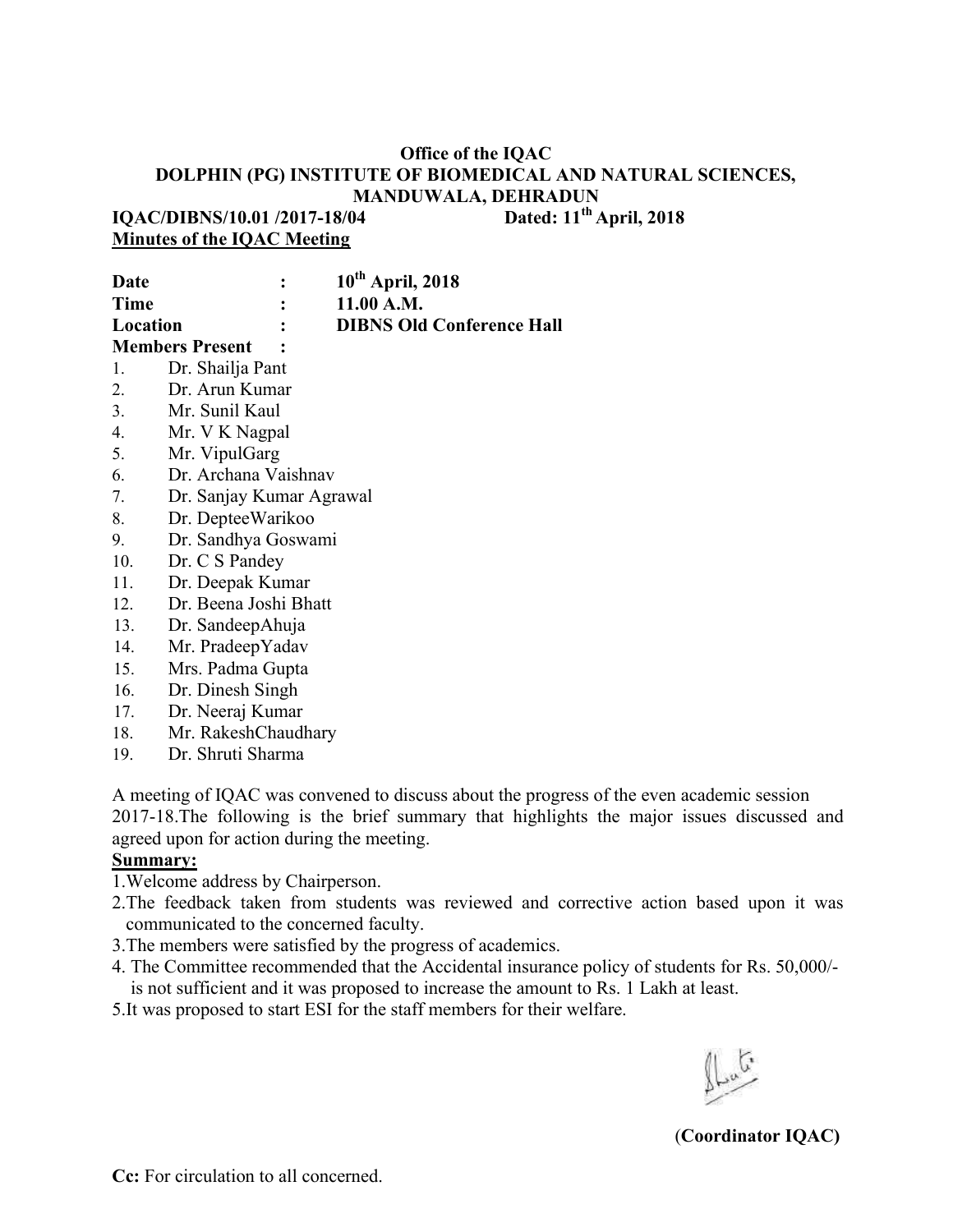**Office of the IQAC**

**DOLPHIN (PG) INSTITUTE OF BIOMEDICAL AND NATURAL SCIENCES, MANDUWALA, DEHRADUN**

**IQAC/DIBNS/10.01 /2017-18/04** **Dated: 11th April, 2018**

**Minutes of the IQAC Meeting**

**Date : 10th April, 2018**
**Time : 11.00 A.M.**
**Location : DIBNS Old Conference Hall**
**Members Present :**

1. Dr. Shailja Pant
2. Dr. Arun Kumar
3. Mr. Sunil Kaul
4. Mr. V K Nagpal
5. Mr. VipulGarg
6. Dr. Archana Vaishnav
7. Dr. Sanjay Kumar Agrawal
8. Dr. DepteeWarikoo
9. Dr. Sandhya Goswami
10. Dr. C S Pandey
11. Dr. Deepak Kumar
12. Dr. Beena Joshi Bhatt
13. Dr. SandeepAhuja
14. Mr. PradeepYadav
15. Mrs. Padma Gupta
16. Dr. Dinesh Singh
17. Dr. Neeraj Kumar
18. Mr. RakeshChaudhary
19. Dr. Shruti Sharma

A meeting of IQAC was convened to discuss about the progress of the even academic session 2017-18.The following is the brief summary that highlights the major issues discussed and agreed upon for action during the meeting.

**Summary:**

1.Welcome address by Chairperson.
2.The feedback taken from students was reviewed and corrective action based upon it was communicated to the concerned faculty.
3.The members were satisfied by the progress of academics.
4. The Committee recommended that the Accidental insurance policy of students for Rs. 50,000/- is not sufficient and it was proposed to increase the amount to Rs. 1 Lakh at least.
5.It was proposed to start ESI for the staff members for their welfare.

(**Coordinator IQAC)**

**Cc:** For circulation to all concerned.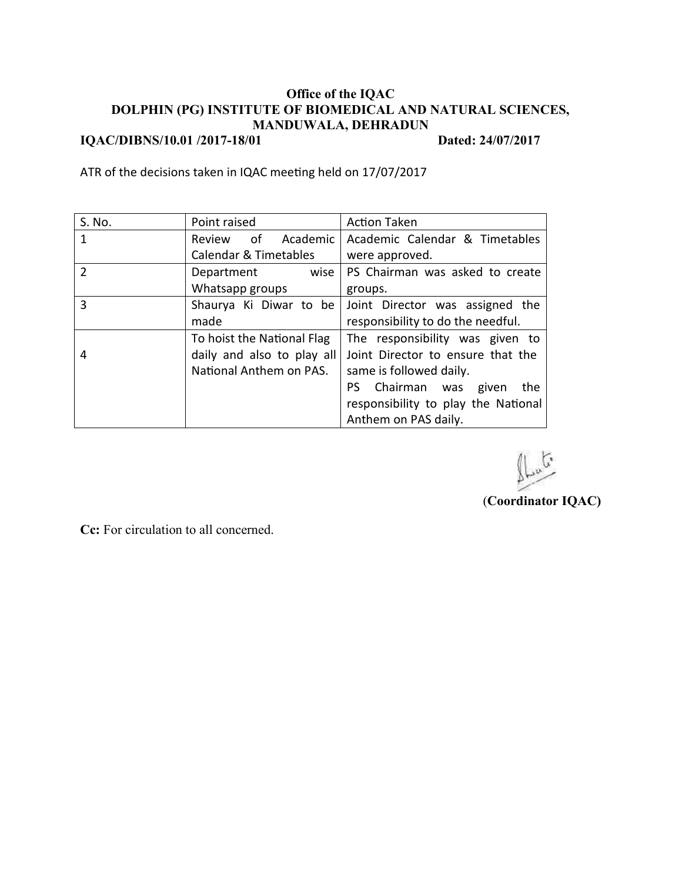**Office of the IQAC**
**DOLPHIN (PG) INSTITUTE OF BIOMEDICAL AND NATURAL SCIENCES, MANDUWALA, DEHRADUN**

**IQAC/DIBNS/10.01 /2017-18/01** **Dated: 24/07/2017**

ATR of the decisions taken in IQAC meeting held on 17/07/2017

| S. No. | Point raised | Action Taken |
|---|---|---|
| 1 | Review of Academic Calendar & Timetables | Academic Calendar & Timetables were approved. |
| 2 | Department wise Whatsapp groups | PS Chairman was asked to create groups. |
| 3 | Shaurya Ki Diwar to be made | Joint Director was assigned the responsibility to do the needful. |
| 4 | To hoist the National Flag daily and also to play all National Anthem on PAS. | The responsibility was given to Joint Director to ensure that the same is followed daily. PS Chairman was given the responsibility to play the National Anthem on PAS daily. |

(**Coordinator IQAC)**

**Cc:** For circulation to all concerned.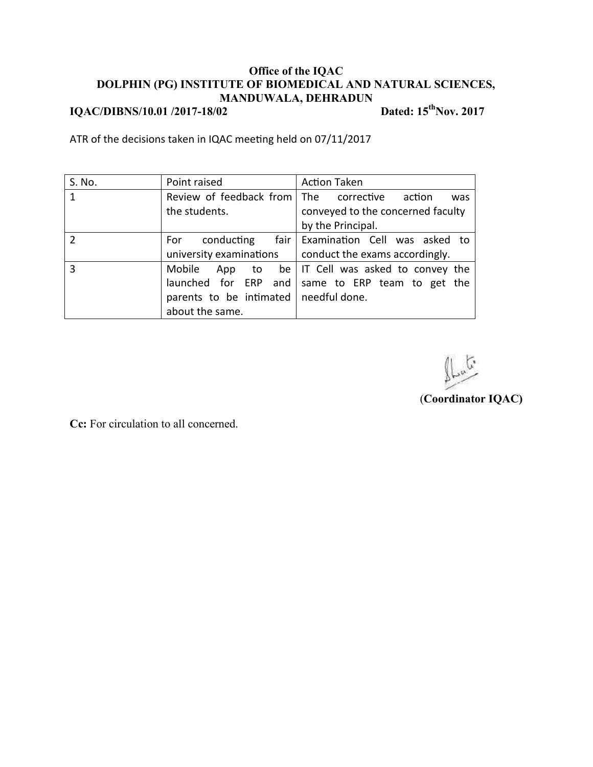**Office of the IQAC**

**DOLPHIN (PG) INSTITUTE OF BIOMEDICAL AND NATURAL SCIENCES, MANDUWALA, DEHRADUN**

**IQAC/DIBNS/10.01 /2017-18/02** **Dated: 15th Nov. 2017**

ATR of the decisions taken in IQAC meeting held on 07/11/2017

| S. No. | Point raised | Action Taken |
|---|---|---|
| 1 | Review of feedback from the students. | The corrective action was conveyed to the concerned faculty by the Principal. |
| 2 | For conducting fair university examinations | Examination Cell was asked to conduct the exams accordingly. |
| 3 | Mobile App to be launched for ERP and parents to be intimated about the same. | IT Cell was asked to convey the same to ERP team to get the needful done. |

(**Coordinator IQAC)**

**Cc:** For circulation to all concerned.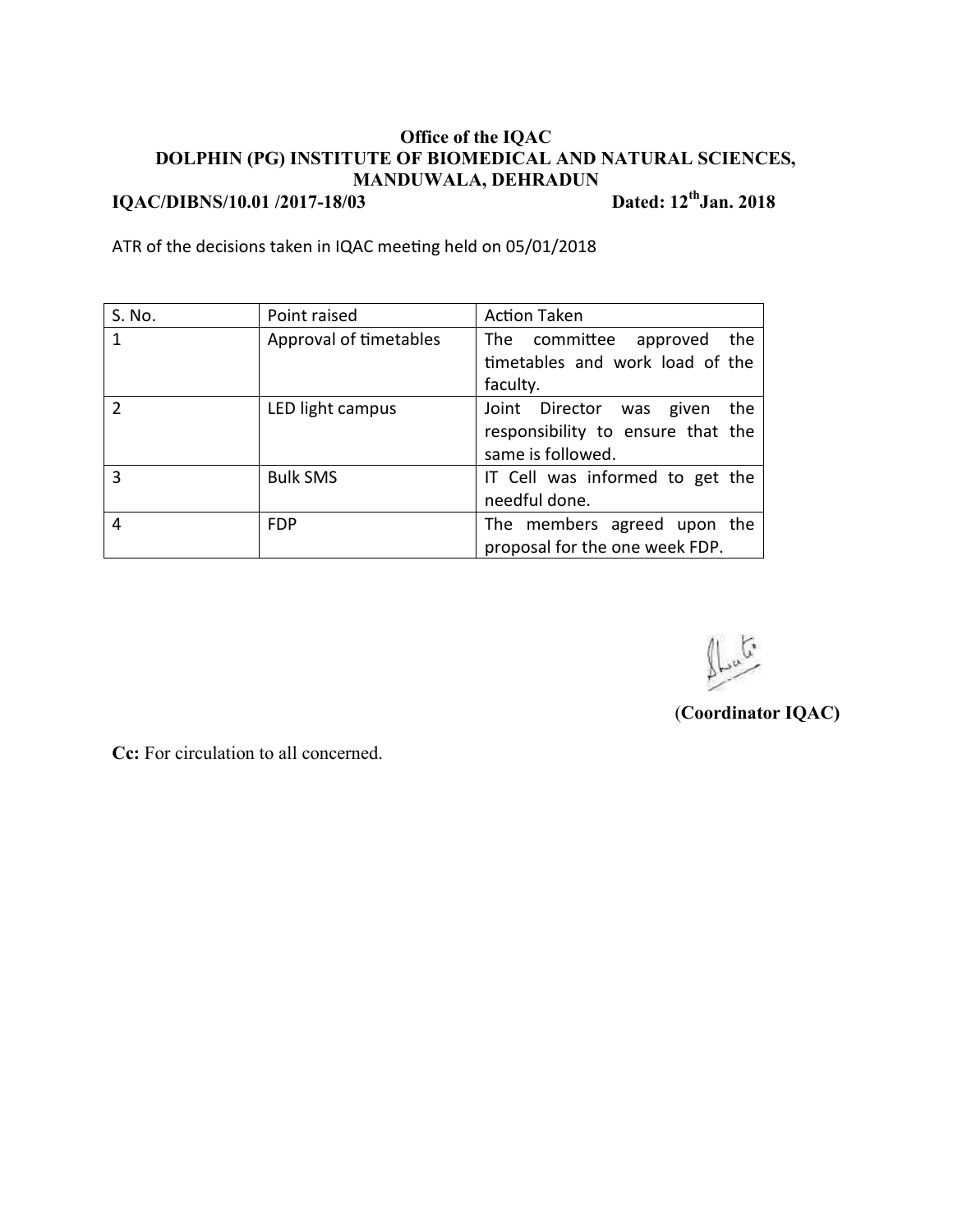**Office of the IQAC**
**DOLPHIN (PG) INSTITUTE OF BIOMEDICAL AND NATURAL SCIENCES, MANDUWALA, DEHRADUN**

**IQAC/DIBNS/10.01 /2017-18/03** **Dated: 12th Jan. 2018**

ATR of the decisions taken in IQAC meeting held on 05/01/2018

| S. No. | Point raised | Action Taken |
| --- | --- | --- |
| 1 | Approval of timetables | The committee approved the timetables and work load of the faculty. |
| 2 | LED light campus | Joint Director was given the responsibility to ensure that the same is followed. |
| 3 | Bulk SMS | IT Cell was informed to get the needful done. |
| 4 | FDP | The members agreed upon the proposal for the one week FDP. |

**(Coordinator IQAC)**

**Cc:** For circulation to all concerned.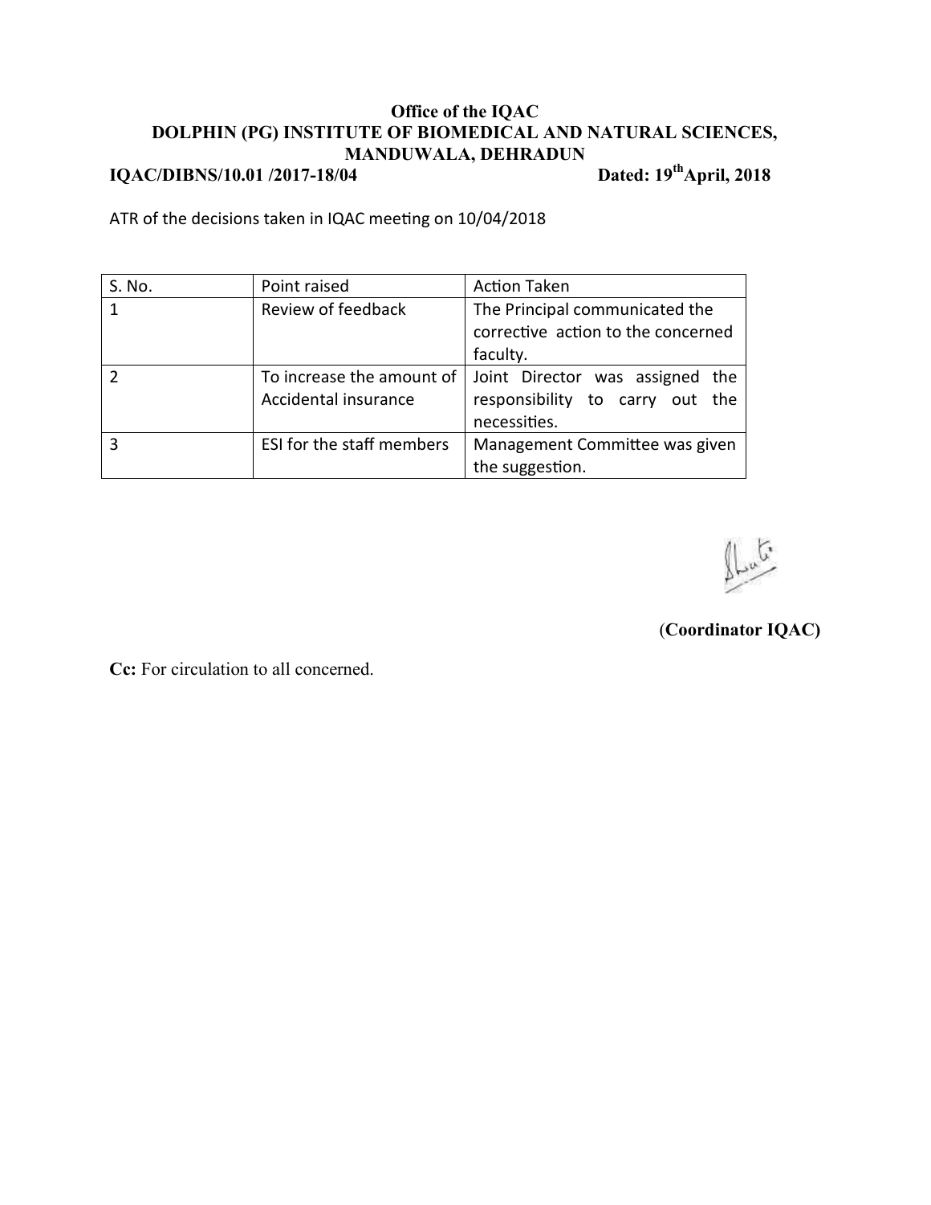**Office of the IQAC**

**DOLPHIN (PG) INSTITUTE OF BIOMEDICAL AND NATURAL SCIENCES, MANDUWALA, DEHRADUN**

**IQAC/DIBNS/10.01 /2017-18/04** **Dated: 19th April, 2018**

ATR of the decisions taken in IQAC meeting on 10/04/2018

| S. No. | Point raised | Action Taken |
|---|---|---|
| 1 | Review of feedback | The Principal communicated the corrective action to the concerned faculty. |
| 2 | To increase the amount of Accidental insurance | Joint Director was assigned the responsibility to carry out the necessities. |
| 3 | ESI for the staff members | Management Committee was given the suggestion. |

(**Coordinator IQAC)**

**Cc:** For circulation to all concerned.